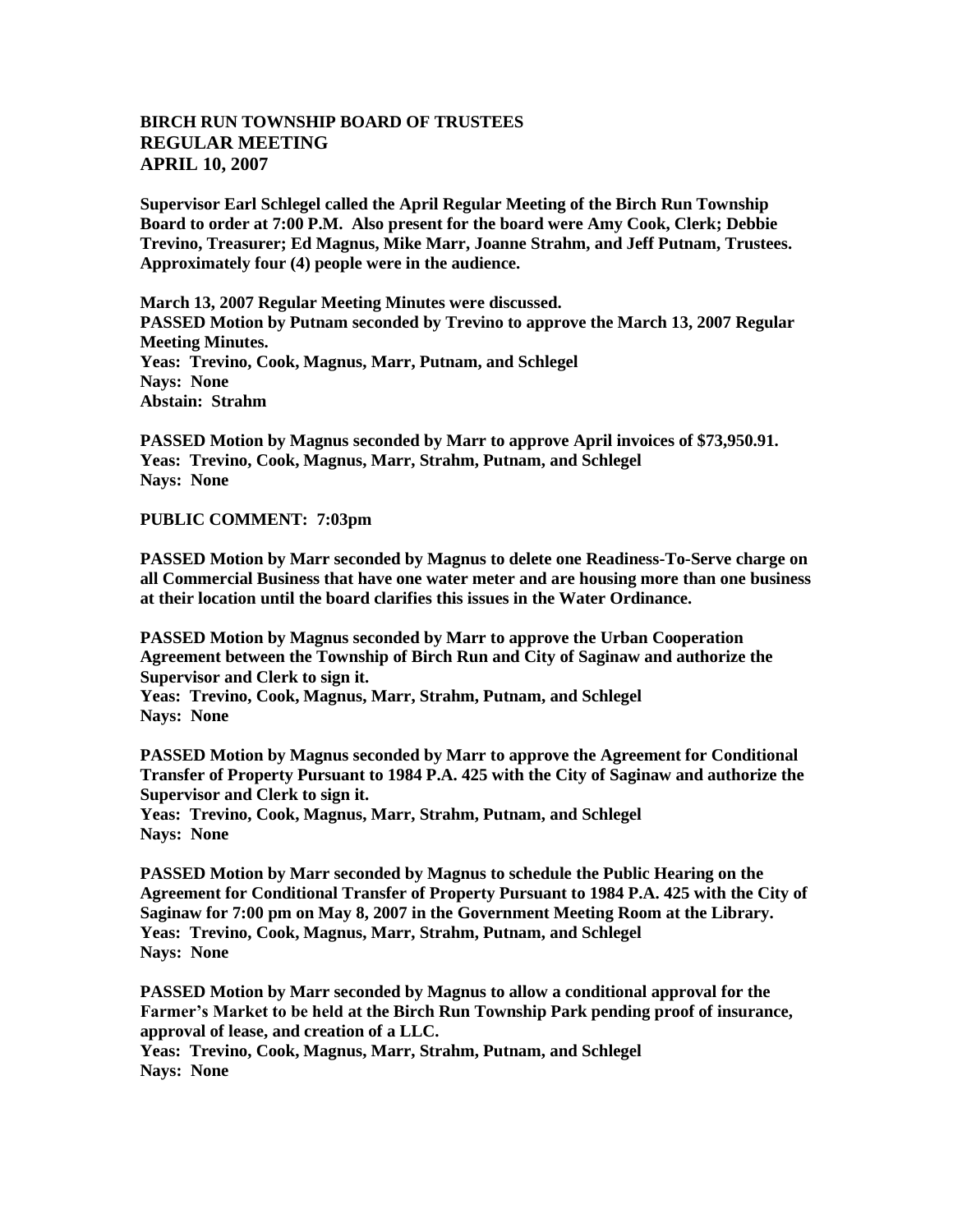**BIRCH RUN TOWNSHIP BOARD OF TRUSTEES**
**REGULAR MEETING**
**APRIL 10, 2007**

**Supervisor Earl Schlegel called the April Regular Meeting of the Birch Run Township Board to order at 7:00 P.M. Also present for the board were Amy Cook, Clerk; Debbie Trevino, Treasurer; Ed Magnus, Mike Marr, Joanne Strahm, and Jeff Putnam, Trustees. Approximately four (4) people were in the audience.**

**March 13, 2007 Regular Meeting Minutes were discussed.**
**PASSED Motion by Putnam seconded by Trevino to approve the March 13, 2007 Regular Meeting Minutes.**
**Yeas: Trevino, Cook, Magnus, Marr, Putnam, and Schlegel**
**Nays: None**
**Abstain: Strahm**

**PASSED Motion by Magnus seconded by Marr to approve April invoices of $73,950.91.**
**Yeas: Trevino, Cook, Magnus, Marr, Strahm, Putnam, and Schlegel**
**Nays: None**

**PUBLIC COMMENT: 7:03pm**

**PASSED Motion by Marr seconded by Magnus to delete one Readiness-To-Serve charge on all Commercial Business that have one water meter and are housing more than one business at their location until the board clarifies this issues in the Water Ordinance.**

**PASSED Motion by Magnus seconded by Marr to approve the Urban Cooperation Agreement between the Township of Birch Run and City of Saginaw and authorize the Supervisor and Clerk to sign it.**
**Yeas: Trevino, Cook, Magnus, Marr, Strahm, Putnam, and Schlegel**
**Nays: None**

**PASSED Motion by Magnus seconded by Marr to approve the Agreement for Conditional Transfer of Property Pursuant to 1984 P.A. 425 with the City of Saginaw and authorize the Supervisor and Clerk to sign it.**
**Yeas: Trevino, Cook, Magnus, Marr, Strahm, Putnam, and Schlegel**
**Nays: None**

**PASSED Motion by Marr seconded by Magnus to schedule the Public Hearing on the Agreement for Conditional Transfer of Property Pursuant to 1984 P.A. 425 with the City of Saginaw for 7:00 pm on May 8, 2007 in the Government Meeting Room at the Library.**
**Yeas: Trevino, Cook, Magnus, Marr, Strahm, Putnam, and Schlegel**
**Nays: None**

**PASSED Motion by Marr seconded by Magnus to allow a conditional approval for the Farmer's Market to be held at the Birch Run Township Park pending proof of insurance, approval of lease, and creation of a LLC.**
**Yeas: Trevino, Cook, Magnus, Marr, Strahm, Putnam, and Schlegel**
**Nays: None**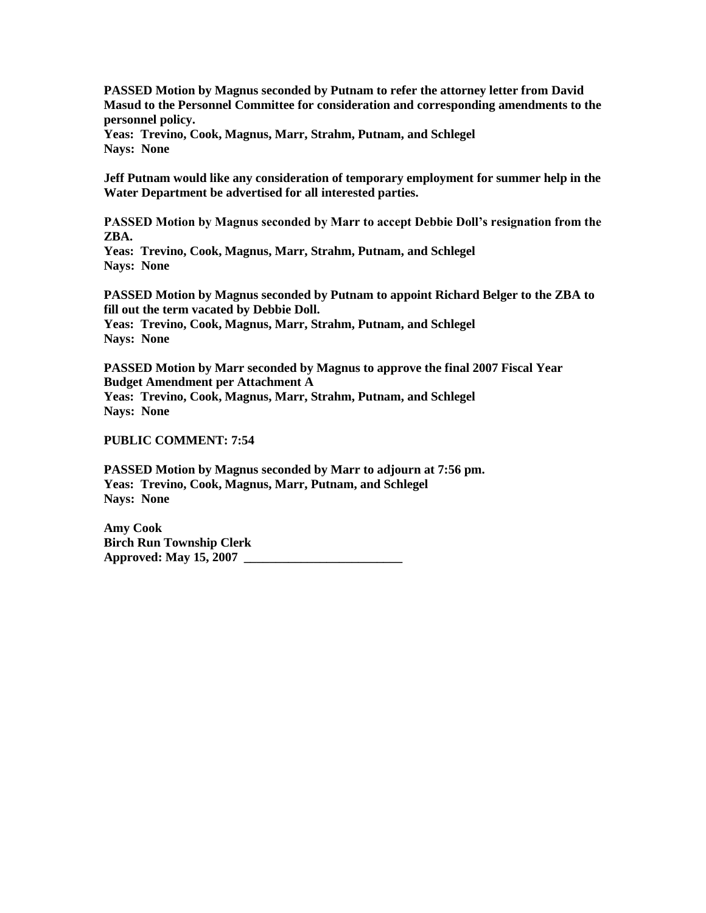**PASSED Motion by Magnus seconded by Putnam to refer the attorney letter from David Masud to the Personnel Committee for consideration and corresponding amendments to the personnel policy.**
**Yeas: Trevino, Cook, Magnus, Marr, Strahm, Putnam, and Schlegel**
**Nays: None**

**Jeff Putnam would like any consideration of temporary employment for summer help in the Water Department be advertised for all interested parties.**

**PASSED Motion by Magnus seconded by Marr to accept Debbie Doll's resignation from the ZBA.**
**Yeas: Trevino, Cook, Magnus, Marr, Strahm, Putnam, and Schlegel**
**Nays: None**

**PASSED Motion by Magnus seconded by Putnam to appoint Richard Belger to the ZBA to fill out the term vacated by Debbie Doll.**
**Yeas: Trevino, Cook, Magnus, Marr, Strahm, Putnam, and Schlegel**
**Nays: None**

**PASSED Motion by Marr seconded by Magnus to approve the final 2007 Fiscal Year Budget Amendment per Attachment A**
**Yeas: Trevino, Cook, Magnus, Marr, Strahm, Putnam, and Schlegel**
**Nays: None**

**PUBLIC COMMENT: 7:54**

**PASSED Motion by Magnus seconded by Marr to adjourn at 7:56 pm.**
**Yeas: Trevino, Cook, Magnus, Marr, Putnam, and Schlegel**
**Nays: None**

**Amy Cook**
**Birch Run Township Clerk**
**Approved: May 15, 2007 _________________________**